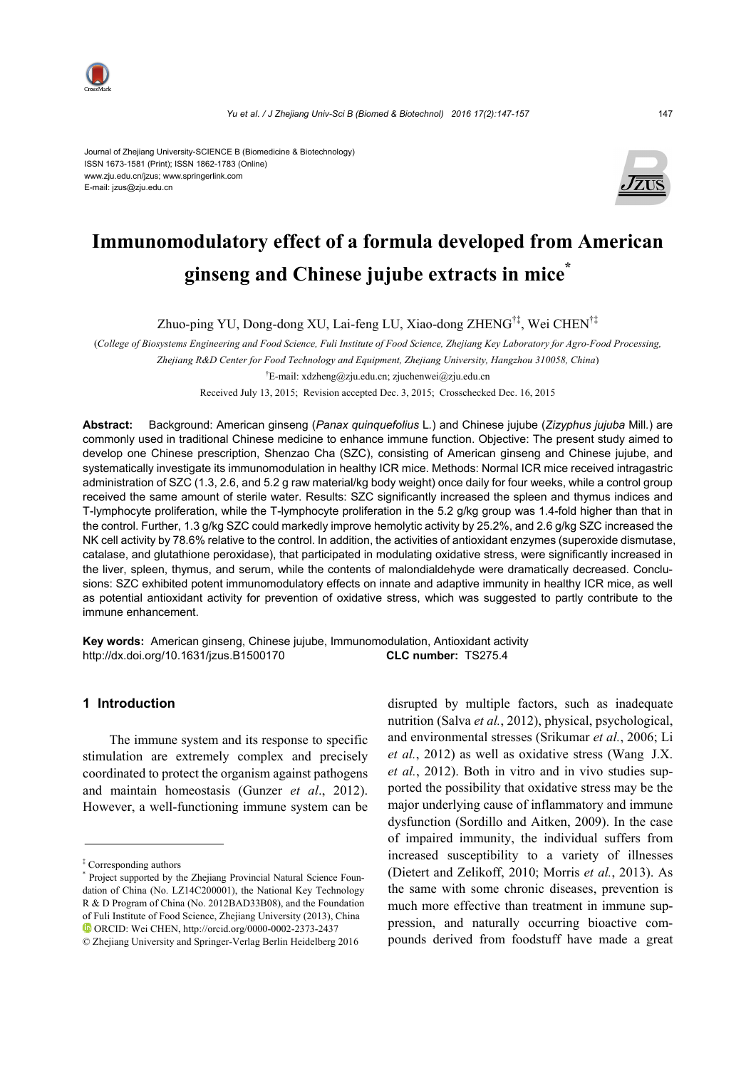Journal of Zhejiang University-SCIENCE B (Biomedicine & Biotechnology)
ISSN 1673-1581 (Print); ISSN 1862-1783 (Online)
www.zju.edu.cn/jzus; www.springerlink.com
E-mail: jzus@zju.edu.cn

# Immunomodulatory effect of a formula developed from American ginseng and Chinese jujube extracts in mice*

Zhuo-ping YU, Dong-dong XU, Lai-feng LU, Xiao-dong ZHENG[†‡], Wei CHEN[†‡]

(*College of Biosystems Engineering and Food Science, Fuli Institute of Food Science, Zhejiang Key Laboratory for Agro-Food Processing, Zhejiang R&D Center for Food Technology and Equipment, Zhejiang University, Hangzhou 310058, China*)

[†]E-mail: xdzheng@zju.edu.cn; zjuchenwei@zju.edu.cn

Received July 13, 2015; Revision accepted Dec. 3, 2015; Crosschecked Dec. 16, 2015

**Abstract:** Background: American ginseng (*Panax quinquefolius* L.) and Chinese jujube (*Zizyphus jujuba* Mill.) are commonly used in traditional Chinese medicine to enhance immune function. Objective: The present study aimed to develop one Chinese prescription, Shenzao Cha (SZC), consisting of American ginseng and Chinese jujube, and systematically investigate its immunomodulation in healthy ICR mice. Methods: Normal ICR mice received intragastric administration of SZC (1.3, 2.6, and 5.2 g raw material/kg body weight) once daily for four weeks, while a control group received the same amount of sterile water. Results: SZC significantly increased the spleen and thymus indices and T-lymphocyte proliferation, while the T-lymphocyte proliferation in the 5.2 g/kg group was 1.4-fold higher than that in the control. Further, 1.3 g/kg SZC could markedly improve hemolytic activity by 25.2%, and 2.6 g/kg SZC increased the NK cell activity by 78.6% relative to the control. In addition, the activities of antioxidant enzymes (superoxide dismutase, catalase, and glutathione peroxidase), that participated in modulating oxidative stress, were significantly increased in the liver, spleen, thymus, and serum, while the contents of malondialdehyde were dramatically decreased. Conclusions: SZC exhibited potent immunomodulatory effects on innate and adaptive immunity in healthy ICR mice, as well as potential antioxidant activity for prevention of oxidative stress, which was suggested to partly contribute to the immune enhancement.

**Key words:** American ginseng, Chinese jujube, Immunomodulation, Antioxidant activity
http://dx.doi.org/10.1631/jzus.B1500170 **CLC number:** TS275.4

## 1 Introduction

The immune system and its response to specific stimulation are extremely complex and precisely coordinated to protect the organism against pathogens and maintain homeostasis (Gunzer *et al*., 2012). However, a well-functioning immune system can be disrupted by multiple factors, such as inadequate nutrition (Salva *et al.*, 2012), physical, psychological, and environmental stresses (Srikumar *et al.*, 2006; Li *et al.*, 2012) as well as oxidative stress (Wang J.X. *et al.*, 2012). Both in vitro and in vivo studies supported the possibility that oxidative stress may be the major underlying cause of inflammatory and immune dysfunction (Sordillo and Aitken, 2009). In the case of impaired immunity, the individual suffers from increased susceptibility to a variety of illnesses (Dietert and Zelikoff, 2010; Morris *et al.*, 2013). As the same with some chronic diseases, prevention is much more effective than treatment in immune suppression, and naturally occurring bioactive compounds derived from foodstuff have made a great

---

[‡] Corresponding authors

[*] Project supported by the Zhejiang Provincial Natural Science Foundation of China (No. LZ14C200001), the National Key Technology R & D Program of China (No. 2012BAD33B08), and the Foundation of Fuli Institute of Food Science, Zhejiang University (2013), China

ORCID: Wei CHEN, http://orcid.org/0000-0002-2373-2437

© Zhejiang University and Springer-Verlag Berlin Heidelberg 2016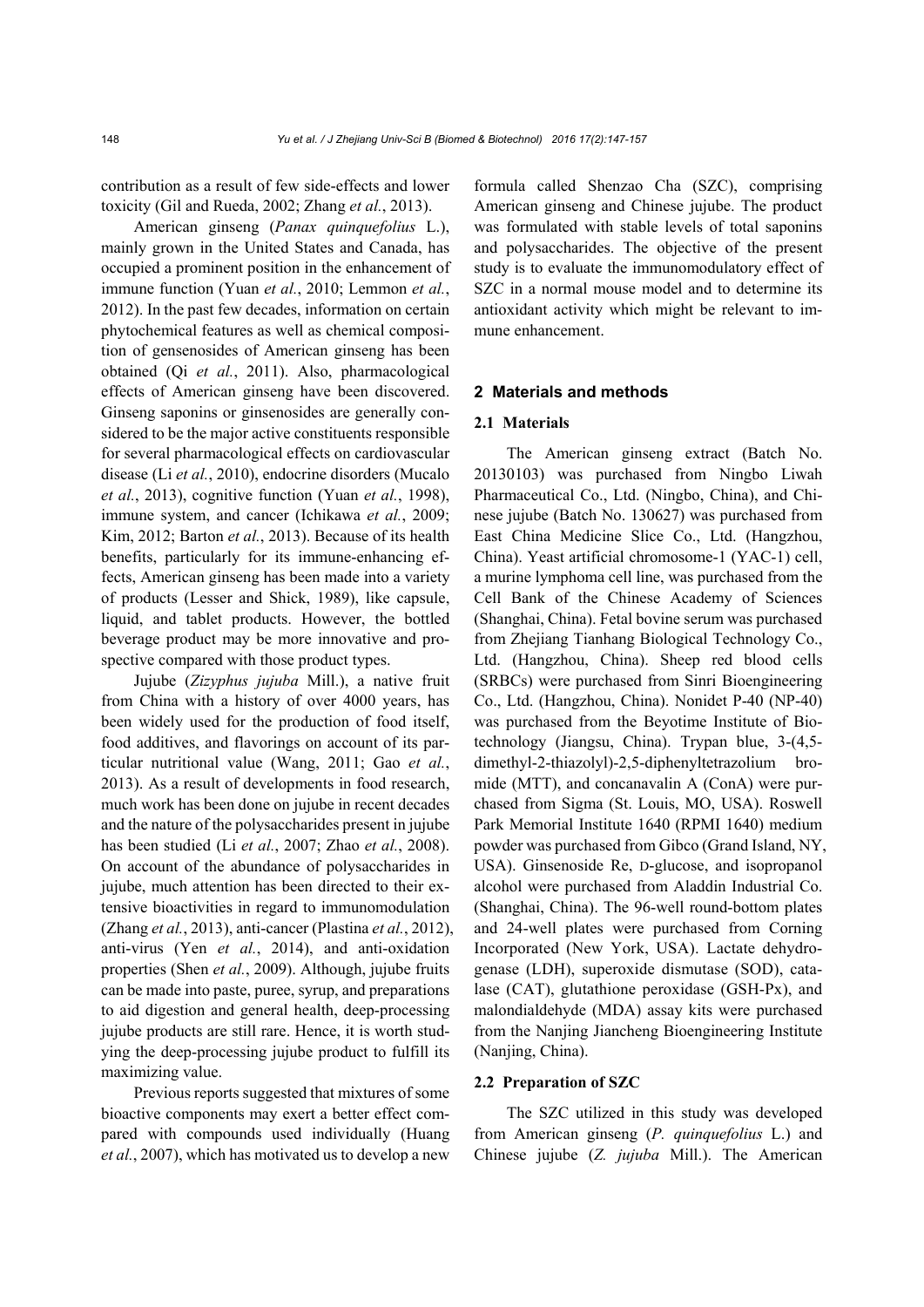contribution as a result of few side-effects and lower toxicity (Gil and Rueda, 2002; Zhang *et al.*, 2013).

American ginseng (*Panax quinquefolius* L.), mainly grown in the United States and Canada, has occupied a prominent position in the enhancement of immune function (Yuan *et al.*, 2010; Lemmon *et al.*, 2012). In the past few decades, information on certain phytochemical features as well as chemical composition of gensenosides of American ginseng has been obtained (Qi *et al.*, 2011). Also, pharmacological effects of American ginseng have been discovered. Ginseng saponins or ginsenosides are generally considered to be the major active constituents responsible for several pharmacological effects on cardiovascular disease (Li *et al.*, 2010), endocrine disorders (Mucalo *et al.*, 2013), cognitive function (Yuan *et al.*, 1998), immune system, and cancer (Ichikawa *et al.*, 2009; Kim, 2012; Barton *et al.*, 2013). Because of its health benefits, particularly for its immune-enhancing effects, American ginseng has been made into a variety of products (Lesser and Shick, 1989), like capsule, liquid, and tablet products. However, the bottled beverage product may be more innovative and prospective compared with those product types.

Jujube (*Zizyphus jujuba* Mill.), a native fruit from China with a history of over 4000 years, has been widely used for the production of food itself, food additives, and flavorings on account of its particular nutritional value (Wang, 2011; Gao *et al.*, 2013). As a result of developments in food research, much work has been done on jujube in recent decades and the nature of the polysaccharides present in jujube has been studied (Li *et al.*, 2007; Zhao *et al.*, 2008). On account of the abundance of polysaccharides in jujube, much attention has been directed to their extensive bioactivities in regard to immunomodulation (Zhang *et al.*, 2013), anti-cancer (Plastina *et al.*, 2012), anti-virus (Yen *et al.*, 2014), and anti-oxidation properties (Shen *et al.*, 2009). Although, jujube fruits can be made into paste, puree, syrup, and preparations to aid digestion and general health, deep-processing jujube products are still rare. Hence, it is worth studying the deep-processing jujube product to fulfill its maximizing value.

Previous reports suggested that mixtures of some bioactive components may exert a better effect compared with compounds used individually (Huang *et al.*, 2007), which has motivated us to develop a new formula called Shenzao Cha (SZC), comprising American ginseng and Chinese jujube. The product was formulated with stable levels of total saponins and polysaccharides. The objective of the present study is to evaluate the immunomodulatory effect of SZC in a normal mouse model and to determine its antioxidant activity which might be relevant to immune enhancement.

## 2 Materials and methods

### 2.1 Materials

The American ginseng extract (Batch No. 20130103) was purchased from Ningbo Liwah Pharmaceutical Co., Ltd. (Ningbo, China), and Chinese jujube (Batch No. 130627) was purchased from East China Medicine Slice Co., Ltd. (Hangzhou, China). Yeast artificial chromosome-1 (YAC-1) cell, a murine lymphoma cell line, was purchased from the Cell Bank of the Chinese Academy of Sciences (Shanghai, China). Fetal bovine serum was purchased from Zhejiang Tianhang Biological Technology Co., Ltd. (Hangzhou, China). Sheep red blood cells (SRBCs) were purchased from Sinri Bioengineering Co., Ltd. (Hangzhou, China). Nonidet P-40 (NP-40) was purchased from the Beyotime Institute of Biotechnology (Jiangsu, China). Trypan blue, 3-(4,5-dimethyl-2-thiazolyl)-2,5-diphenyltetrazolium bromide (MTT), and concanavalin A (ConA) were purchased from Sigma (St. Louis, MO, USA). Roswell Park Memorial Institute 1640 (RPMI 1640) medium powder was purchased from Gibco (Grand Island, NY, USA). Ginsenoside Re, D-glucose, and isopropanol alcohol were purchased from Aladdin Industrial Co. (Shanghai, China). The 96-well round-bottom plates and 24-well plates were purchased from Corning Incorporated (New York, USA). Lactate dehydrogenase (LDH), superoxide dismutase (SOD), catalase (CAT), glutathione peroxidase (GSH-Px), and malondialdehyde (MDA) assay kits were purchased from the Nanjing Jiancheng Bioengineering Institute (Nanjing, China).

### 2.2 Preparation of SZC

The SZC utilized in this study was developed from American ginseng (*P. quinquefolius* L.) and Chinese jujube (*Z. jujuba* Mill.). The American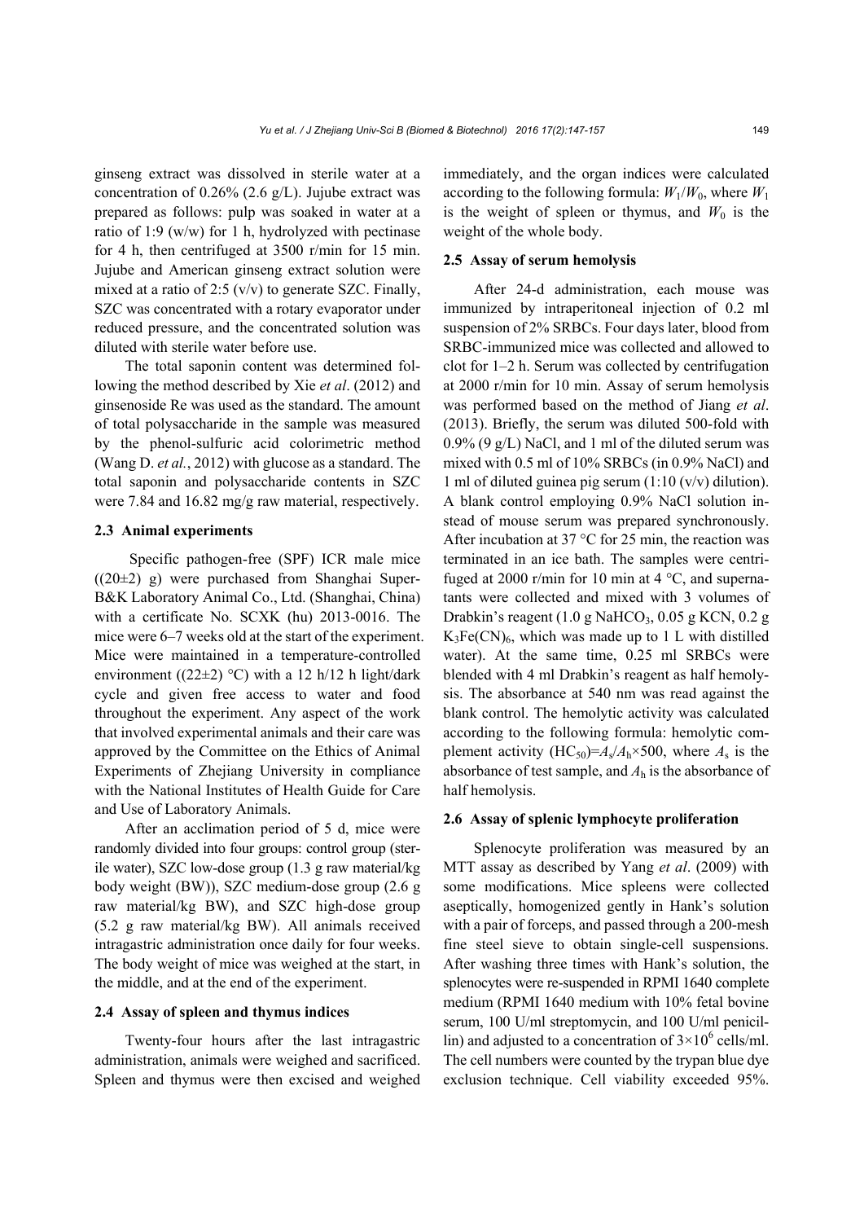ginseng extract was dissolved in sterile water at a concentration of 0.26% (2.6 g/L). Jujube extract was prepared as follows: pulp was soaked in water at a ratio of 1:9 (w/w) for 1 h, hydrolyzed with pectinase for 4 h, then centrifuged at 3500 r/min for 15 min. Jujube and American ginseng extract solution were mixed at a ratio of 2:5 (v/v) to generate SZC. Finally, SZC was concentrated with a rotary evaporator under reduced pressure, and the concentrated solution was diluted with sterile water before use.

The total saponin content was determined following the method described by Xie *et al*. (2012) and ginsenoside Re was used as the standard. The amount of total polysaccharide in the sample was measured by the phenol-sulfuric acid colorimetric method (Wang D. *et al.*, 2012) with glucose as a standard. The total saponin and polysaccharide contents in SZC were 7.84 and 16.82 mg/g raw material, respectively.

### 2.3 Animal experiments

Specific pathogen-free (SPF) ICR male mice ((20±2) g) were purchased from Shanghai Super-B&K Laboratory Animal Co., Ltd. (Shanghai, China) with a certificate No. SCXK (hu) 2013-0016. The mice were 6–7 weeks old at the start of the experiment. Mice were maintained in a temperature-controlled environment ((22±2) °C) with a 12 h/12 h light/dark cycle and given free access to water and food throughout the experiment. Any aspect of the work that involved experimental animals and their care was approved by the Committee on the Ethics of Animal Experiments of Zhejiang University in compliance with the National Institutes of Health Guide for Care and Use of Laboratory Animals.

After an acclimation period of 5 d, mice were randomly divided into four groups: control group (sterile water), SZC low-dose group (1.3 g raw material/kg body weight (BW)), SZC medium-dose group (2.6 g raw material/kg BW), and SZC high-dose group (5.2 g raw material/kg BW). All animals received intragastric administration once daily for four weeks. The body weight of mice was weighed at the start, in the middle, and at the end of the experiment.

### 2.4 Assay of spleen and thymus indices

Twenty-four hours after the last intragastric administration, animals were weighed and sacrificed. Spleen and thymus were then excised and weighed immediately, and the organ indices were calculated according to the following formula: $W_1/W_0$, where $W_1$ is the weight of spleen or thymus, and $W_0$ is the weight of the whole body.

### 2.5 Assay of serum hemolysis

After 24-d administration, each mouse was immunized by intraperitoneal injection of 0.2 ml suspension of 2% SRBCs. Four days later, blood from SRBC-immunized mice was collected and allowed to clot for 1–2 h. Serum was collected by centrifugation at 2000 r/min for 10 min. Assay of serum hemolysis was performed based on the method of Jiang *et al*. (2013). Briefly, the serum was diluted 500-fold with 0.9% (9 g/L) NaCl, and 1 ml of the diluted serum was mixed with 0.5 ml of 10% SRBCs (in 0.9% NaCl) and 1 ml of diluted guinea pig serum (1:10 (v/v) dilution). A blank control employing 0.9% NaCl solution instead of mouse serum was prepared synchronously. After incubation at 37 °C for 25 min, the reaction was terminated in an ice bath. The samples were centrifuged at 2000 r/min for 10 min at 4 °C, and supernatants were collected and mixed with 3 volumes of Drabkin's reagent (1.0 g $NaHCO_3$, 0.05 g KCN, 0.2 g $K_3Fe(CN)_6$, which was made up to 1 L with distilled water). At the same time, 0.25 ml SRBCs were blended with 4 ml Drabkin's reagent as half hemolysis. The absorbance at 540 nm was read against the blank control. The hemolytic activity was calculated according to the following formula: hemolytic complement activity ($HC_{50}$)=$A_s/A_h\times500$, where $A_s$ is the absorbance of test sample, and $A_h$ is the absorbance of half hemolysis.

### 2.6 Assay of splenic lymphocyte proliferation

Splenocyte proliferation was measured by an MTT assay as described by Yang *et al*. (2009) with some modifications. Mice spleens were collected aseptically, homogenized gently in Hank's solution with a pair of forceps, and passed through a 200-mesh fine steel sieve to obtain single-cell suspensions. After washing three times with Hank's solution, the splenocytes were re-suspended in RPMI 1640 complete medium (RPMI 1640 medium with 10% fetal bovine serum, 100 U/ml streptomycin, and 100 U/ml penicillin) and adjusted to a concentration of $3\times10^6$ cells/ml. The cell numbers were counted by the trypan blue dye exclusion technique. Cell viability exceeded 95%.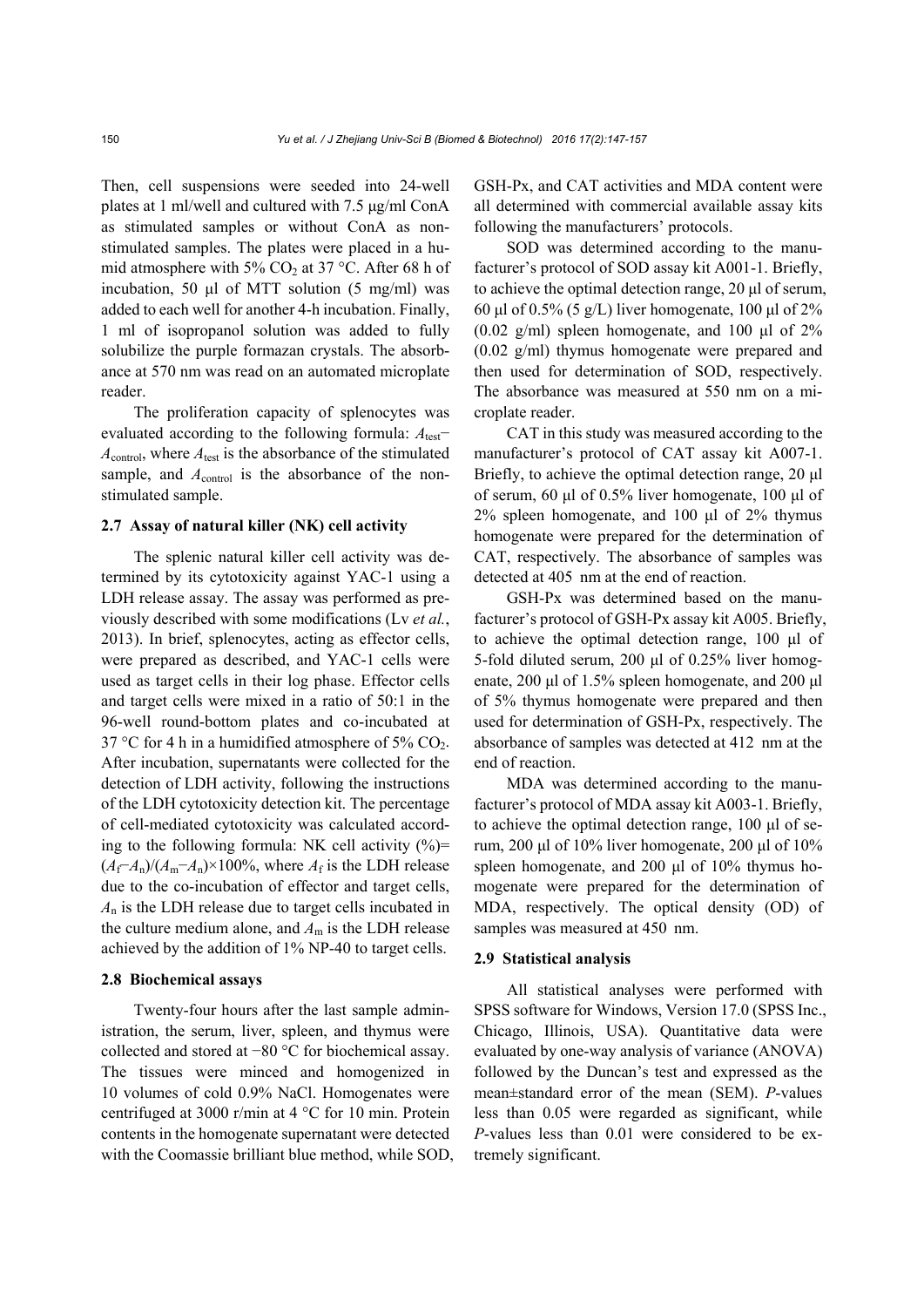Then, cell suspensions were seeded into 24-well plates at 1 ml/well and cultured with 7.5 μg/ml ConA as stimulated samples or without ConA as non-stimulated samples. The plates were placed in a humid atmosphere with 5% $CO_2$ at 37 °C. After 68 h of incubation, 50 μl of MTT solution (5 mg/ml) was added to each well for another 4-h incubation. Finally, 1 ml of isopropanol solution was added to fully solubilize the purple formazan crystals. The absorbance at 570 nm was read on an automated microplate reader.

The proliferation capacity of splenocytes was evaluated according to the following formula: $A_{test}-A_{control}$, where $A_{test}$ is the absorbance of the stimulated sample, and $A_{control}$ is the absorbance of the non-stimulated sample.

### 2.7 Assay of natural killer (NK) cell activity

The splenic natural killer cell activity was determined by its cytotoxicity against YAC-1 using a LDH release assay. The assay was performed as previously described with some modifications (Lv *et al.*, 2013). In brief, splenocytes, acting as effector cells, were prepared as described, and YAC-1 cells were used as target cells in their log phase. Effector cells and target cells were mixed in a ratio of 50:1 in the 96-well round-bottom plates and co-incubated at 37 °C for 4 h in a humidified atmosphere of 5% $CO_2$. After incubation, supernatants were collected for the detection of LDH activity, following the instructions of the LDH cytotoxicity detection kit. The percentage of cell-mediated cytotoxicity was calculated according to the following formula: NK cell activity (%)= $(A_f-A_n)/(A_m-A_n)\times100\%$, where $A_f$ is the LDH release due to the co-incubation of effector and target cells, $A_n$ is the LDH release due to target cells incubated in the culture medium alone, and $A_m$ is the LDH release achieved by the addition of 1% NP-40 to target cells.

### 2.8 Biochemical assays

Twenty-four hours after the last sample administration, the serum, liver, spleen, and thymus were collected and stored at −80 °C for biochemical assay. The tissues were minced and homogenized in 10 volumes of cold 0.9% NaCl. Homogenates were centrifuged at 3000 r/min at 4 °C for 10 min. Protein contents in the homogenate supernatant were detected with the Coomassie brilliant blue method, while SOD, GSH-Px, and CAT activities and MDA content were all determined with commercial available assay kits following the manufacturers' protocols.

SOD was determined according to the manufacturer's protocol of SOD assay kit A001-1. Briefly, to achieve the optimal detection range, 20 μl of serum, 60 μl of 0.5% (5 g/L) liver homogenate, 100 μl of 2% (0.02 g/ml) spleen homogenate, and 100 μl of 2% (0.02 g/ml) thymus homogenate were prepared and then used for determination of SOD, respectively. The absorbance was measured at 550 nm on a microplate reader.

CAT in this study was measured according to the manufacturer's protocol of CAT assay kit A007-1. Briefly, to achieve the optimal detection range, 20 μl of serum, 60 μl of 0.5% liver homogenate, 100 μl of 2% spleen homogenate, and 100 μl of 2% thymus homogenate were prepared for the determination of CAT, respectively. The absorbance of samples was detected at 405 nm at the end of reaction.

GSH-Px was determined based on the manufacturer's protocol of GSH-Px assay kit A005. Briefly, to achieve the optimal detection range, 100 μl of 5-fold diluted serum, 200 μl of 0.25% liver homogenate, 200 μl of 1.5% spleen homogenate, and 200 μl of 5% thymus homogenate were prepared and then used for determination of GSH-Px, respectively. The absorbance of samples was detected at 412 nm at the end of reaction.

MDA was determined according to the manufacturer's protocol of MDA assay kit A003-1. Briefly, to achieve the optimal detection range, 100 μl of serum, 200 μl of 10% liver homogenate, 200 μl of 10% spleen homogenate, and 200 μl of 10% thymus homogenate were prepared for the determination of MDA, respectively. The optical density (OD) of samples was measured at 450 nm.

### 2.9 Statistical analysis

All statistical analyses were performed with SPSS software for Windows, Version 17.0 (SPSS Inc., Chicago, Illinois, USA). Quantitative data were evaluated by one-way analysis of variance (ANOVA) followed by the Duncan's test and expressed as the mean±standard error of the mean (SEM). *P*-values less than 0.05 were regarded as significant, while *P*-values less than 0.01 were considered to be extremely significant.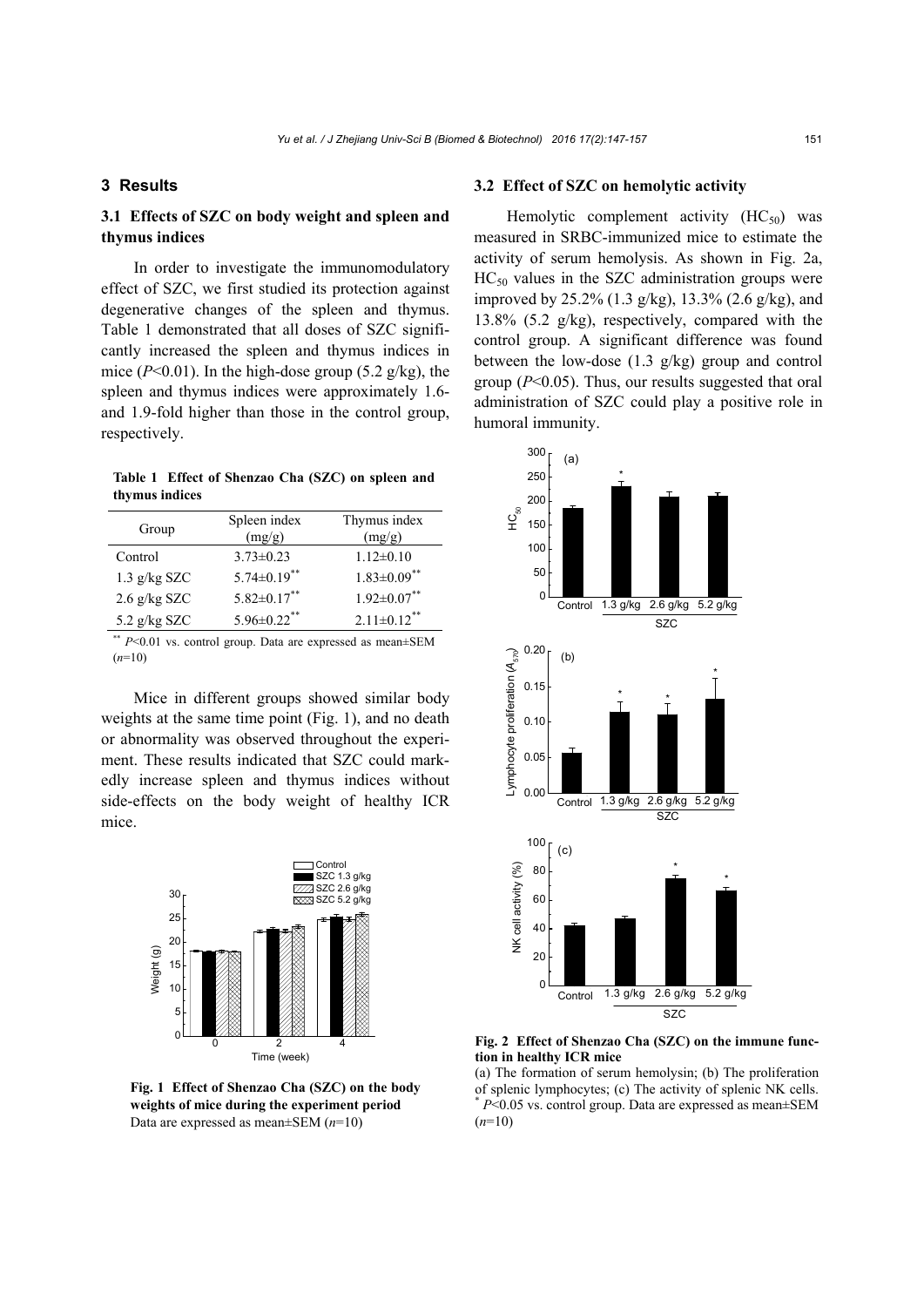## 3 Results

### 3.1 Effects of SZC on body weight and spleen and thymus indices

In order to investigate the immunomodulatory effect of SZC, we first studied its protection against degenerative changes of the spleen and thymus. Table 1 demonstrated that all doses of SZC significantly increased the spleen and thymus indices in mice ($P$<0.01). In the high-dose group (5.2 g/kg), the spleen and thymus indices were approximately 1.6- and 1.9-fold higher than those in the control group, respectively.

**Table 1 Effect of Shenzao Cha (SZC) on spleen and thymus indices**

| Group | Spleen index (mg/g) | Thymus index (mg/g) |
|---|---|---|
| Control | 3.73±0.23 | 1.12±0.10 |
| 1.3 g/kg SZC | 5.74±0.19** | 1.83±0.09** |
| 2.6 g/kg SZC | 5.82±0.17** | 1.92±0.07** |
| 5.2 g/kg SZC | 5.96±0.22** | 2.11±0.12** |

** $P$<0.01 vs. control group. Data are expressed as mean±SEM ($n$=10)

Mice in different groups showed similar body weights at the same time point (Fig. 1), and no death or abnormality was observed throughout the experiment. These results indicated that SZC could markedly increase spleen and thymus indices without side-effects on the body weight of healthy ICR mice.

**Fig. 1 Effect of Shenzao Cha (SZC) on the body weights of mice during the experiment period**
Data are expressed as mean±SEM ($n$=10)

### 3.2 Effect of SZC on hemolytic activity

Hemolytic complement activity ($HC_{50}$) was measured in SRBC-immunized mice to estimate the activity of serum hemolysis. As shown in Fig. 2a, $HC_{50}$ values in the SZC administration groups were improved by 25.2% (1.3 g/kg), 13.3% (2.6 g/kg), and 13.8% (5.2 g/kg), respectively, compared with the control group. A significant difference was found between the low-dose (1.3 g/kg) group and control group ($P$<0.05). Thus, our results suggested that oral administration of SZC could play a positive role in humoral immunity.

**Fig. 2 Effect of Shenzao Cha (SZC) on the immune function in healthy ICR mice**
(a) The formation of serum hemolysin; (b) The proliferation of splenic lymphocytes; (c) The activity of splenic NK cells.
* $P$<0.05 vs. control group. Data are expressed as mean±SEM ($n$=10)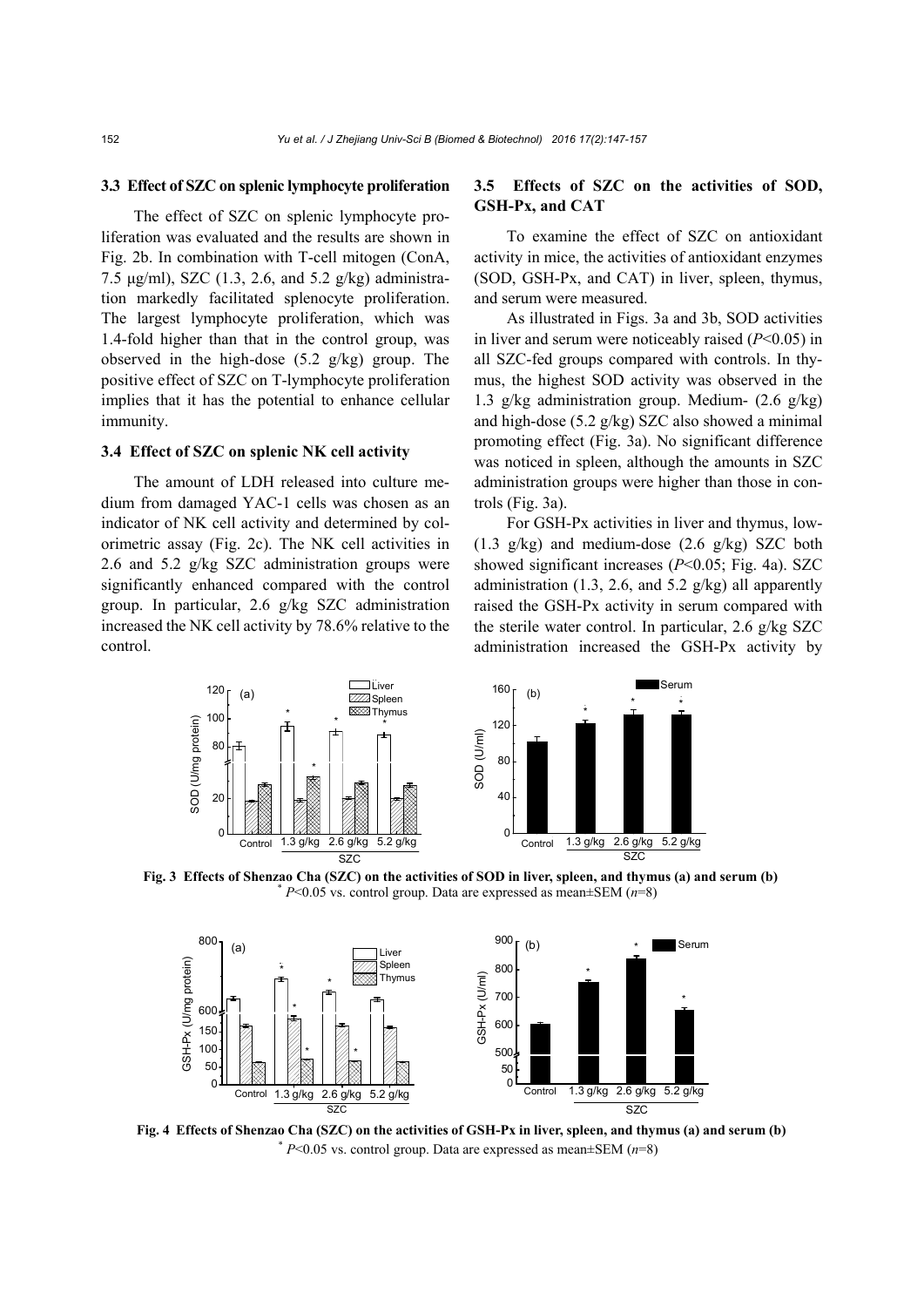### 3.3 Effect of SZC on splenic lymphocyte proliferation

The effect of SZC on splenic lymphocyte proliferation was evaluated and the results are shown in Fig. 2b. In combination with T-cell mitogen (ConA, 7.5 μg/ml), SZC (1.3, 2.6, and 5.2 g/kg) administration markedly facilitated splenocyte proliferation. The largest lymphocyte proliferation, which was 1.4-fold higher than that in the control group, was observed in the high-dose (5.2 g/kg) group. The positive effect of SZC on T-lymphocyte proliferation implies that it has the potential to enhance cellular immunity.

### 3.4 Effect of SZC on splenic NK cell activity

The amount of LDH released into culture medium from damaged YAC-1 cells was chosen as an indicator of NK cell activity and determined by colorimetric assay (Fig. 2c). The NK cell activities in 2.6 and 5.2 g/kg SZC administration groups were significantly enhanced compared with the control group. In particular, 2.6 g/kg SZC administration increased the NK cell activity by 78.6% relative to the control.

### 3.5 Effects of SZC on the activities of SOD, GSH-Px, and CAT

To examine the effect of SZC on antioxidant activity in mice, the activities of antioxidant enzymes (SOD, GSH-Px, and CAT) in liver, spleen, thymus, and serum were measured.

As illustrated in Figs. 3a and 3b, SOD activities in liver and serum were noticeably raised ($P<0.05$) in all SZC-fed groups compared with controls. In thymus, the highest SOD activity was observed in the 1.3 g/kg administration group. Medium- (2.6 g/kg) and high-dose (5.2 g/kg) SZC also showed a minimal promoting effect (Fig. 3a). No significant difference was noticed in spleen, although the amounts in SZC administration groups were higher than those in controls (Fig. 3a).

For GSH-Px activities in liver and thymus, low- (1.3 g/kg) and medium-dose (2.6 g/kg) SZC both showed significant increases ($P<0.05$; Fig. 4a). SZC administration (1.3, 2.6, and 5.2 g/kg) all apparently raised the GSH-Px activity in serum compared with the sterile water control. In particular, 2.6 g/kg SZC administration increased the GSH-Px activity by

**Fig. 3 Effects of Shenzao Cha (SZC) on the activities of SOD in liver, spleen, and thymus (a) and serum (b)**
* $P<0.05$ vs. control group. Data are expressed as mean±SEM ($n$=8)

**Fig. 4 Effects of Shenzao Cha (SZC) on the activities of GSH-Px in liver, spleen, and thymus (a) and serum (b)**
* $P<0.05$ vs. control group. Data are expressed as mean±SEM ($n$=8)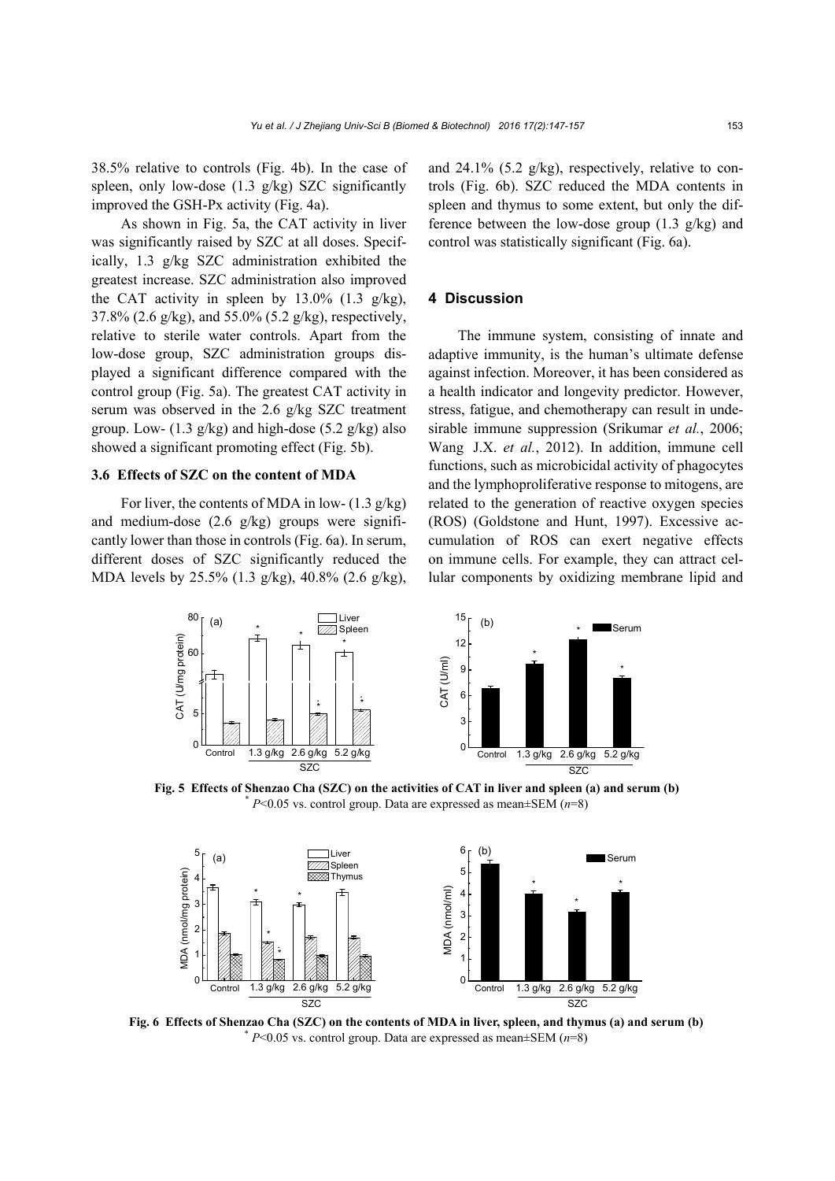38.5% relative to controls (Fig. 4b). In the case of spleen, only low-dose (1.3 g/kg) SZC significantly improved the GSH-Px activity (Fig. 4a).

As shown in Fig. 5a, the CAT activity in liver was significantly raised by SZC at all doses. Specifically, 1.3 g/kg SZC administration exhibited the greatest increase. SZC administration also improved the CAT activity in spleen by 13.0% (1.3 g/kg), 37.8% (2.6 g/kg), and 55.0% (5.2 g/kg), respectively, relative to sterile water controls. Apart from the low-dose group, SZC administration groups displayed a significant difference compared with the control group (Fig. 5a). The greatest CAT activity in serum was observed in the 2.6 g/kg SZC treatment group. Low- (1.3 g/kg) and high-dose (5.2 g/kg) also showed a significant promoting effect (Fig. 5b).

### 3.6 Effects of SZC on the content of MDA

For liver, the contents of MDA in low- (1.3 g/kg) and medium-dose (2.6 g/kg) groups were significantly lower than those in controls (Fig. 6a). In serum, different doses of SZC significantly reduced the MDA levels by 25.5% (1.3 g/kg), 40.8% (2.6 g/kg), and 24.1% (5.2 g/kg), respectively, relative to controls (Fig. 6b). SZC reduced the MDA contents in spleen and thymus to some extent, but only the difference between the low-dose group (1.3 g/kg) and control was statistically significant (Fig. 6a).

## 4 Discussion

The immune system, consisting of innate and adaptive immunity, is the human's ultimate defense against infection. Moreover, it has been considered as a health indicator and longevity predictor. However, stress, fatigue, and chemotherapy can result in undesirable immune suppression (Srikumar *et al.*, 2006; Wang J.X. *et al.*, 2012). In addition, immune cell functions, such as microbicidal activity of phagocytes and the lymphoproliferative response to mitogens, are related to the generation of reactive oxygen species (ROS) (Goldstone and Hunt, 1997). Excessive accumulation of ROS can exert negative effects on immune cells. For example, they can attract cellular components by oxidizing membrane lipid and

**Fig. 5 Effects of Shenzao Cha (SZC) on the activities of CAT in liver and spleen (a) and serum (b)**
* $P<0.05$ vs. control group. Data are expressed as mean±SEM ($n$=8)

**Fig. 6 Effects of Shenzao Cha (SZC) on the contents of MDA in liver, spleen, and thymus (a) and serum (b)**
* $P<0.05$ vs. control group. Data are expressed as mean±SEM ($n$=8)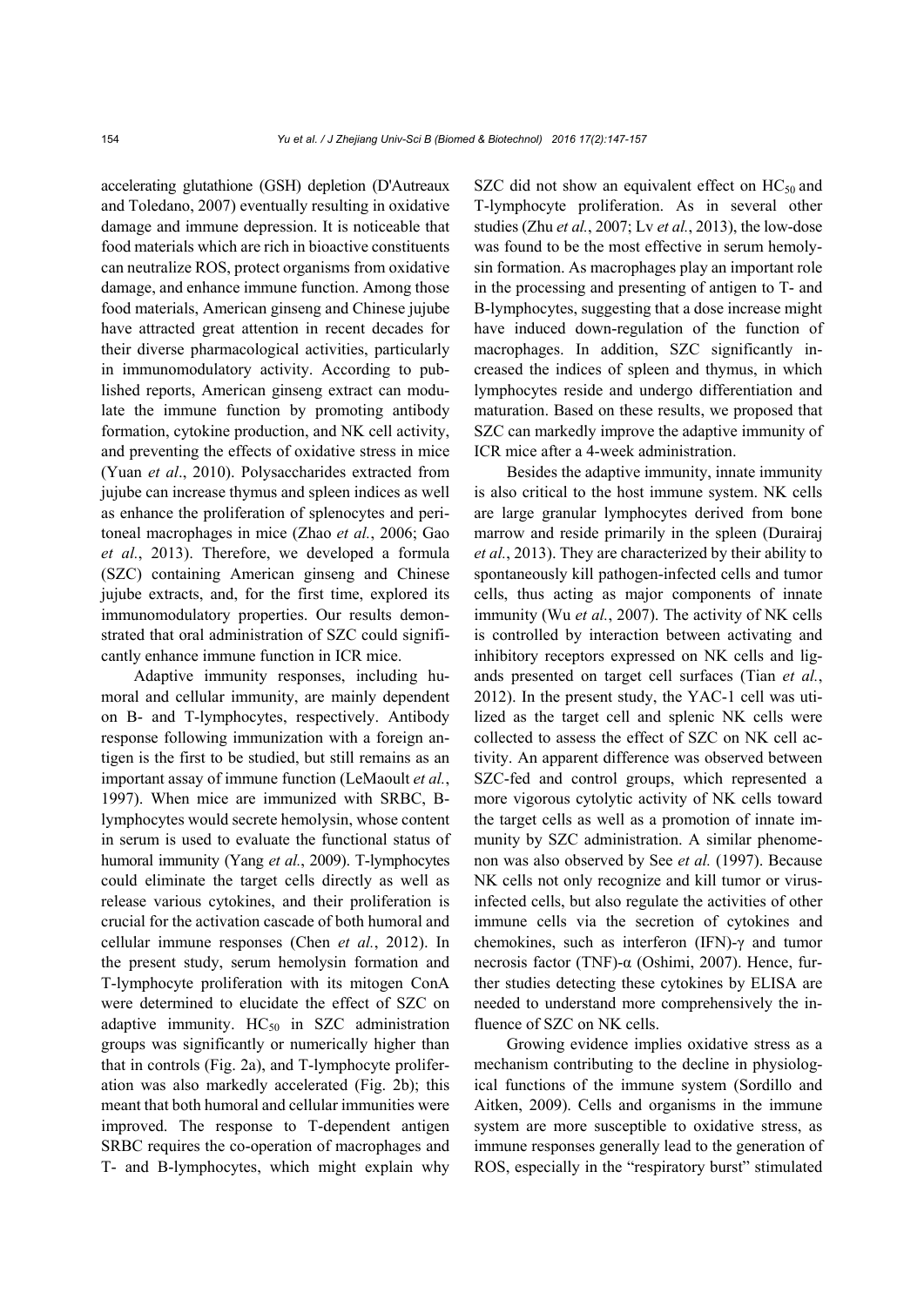accelerating glutathione (GSH) depletion (D'Autreaux and Toledano, 2007) eventually resulting in oxidative damage and immune depression. It is noticeable that food materials which are rich in bioactive constituents can neutralize ROS, protect organisms from oxidative damage, and enhance immune function. Among those food materials, American ginseng and Chinese jujube have attracted great attention in recent decades for their diverse pharmacological activities, particularly in immunomodulatory activity. According to published reports, American ginseng extract can modulate the immune function by promoting antibody formation, cytokine production, and NK cell activity, and preventing the effects of oxidative stress in mice (Yuan *et al*., 2010). Polysaccharides extracted from jujube can increase thymus and spleen indices as well as enhance the proliferation of splenocytes and peritoneal macrophages in mice (Zhao *et al.*, 2006; Gao *et al.*, 2013). Therefore, we developed a formula (SZC) containing American ginseng and Chinese jujube extracts, and, for the first time, explored its immunomodulatory properties. Our results demonstrated that oral administration of SZC could significantly enhance immune function in ICR mice.

Adaptive immunity responses, including humoral and cellular immunity, are mainly dependent on B- and T-lymphocytes, respectively. Antibody response following immunization with a foreign antigen is the first to be studied, but still remains as an important assay of immune function (LeMaoult *et al.*, 1997). When mice are immunized with SRBC, B-lymphocytes would secrete hemolysin, whose content in serum is used to evaluate the functional status of humoral immunity (Yang *et al.*, 2009). T-lymphocytes could eliminate the target cells directly as well as release various cytokines, and their proliferation is crucial for the activation cascade of both humoral and cellular immune responses (Chen *et al.*, 2012). In the present study, serum hemolysin formation and T-lymphocyte proliferation with its mitogen ConA were determined to elucidate the effect of SZC on adaptive immunity. $HC_{50}$ in SZC administration groups was significantly or numerically higher than that in controls (Fig. 2a), and T-lymphocyte proliferation was also markedly accelerated (Fig. 2b); this meant that both humoral and cellular immunities were improved. The response to T-dependent antigen SRBC requires the co-operation of macrophages and T- and B-lymphocytes, which might explain why SZC did not show an equivalent effect on $HC_{50}$ and T-lymphocyte proliferation. As in several other studies (Zhu *et al.*, 2007; Lv *et al.*, 2013), the low-dose was found to be the most effective in serum hemolysin formation. As macrophages play an important role in the processing and presenting of antigen to T- and B-lymphocytes, suggesting that a dose increase might have induced down-regulation of the function of macrophages. In addition, SZC significantly increased the indices of spleen and thymus, in which lymphocytes reside and undergo differentiation and maturation. Based on these results, we proposed that SZC can markedly improve the adaptive immunity of ICR mice after a 4-week administration.

Besides the adaptive immunity, innate immunity is also critical to the host immune system. NK cells are large granular lymphocytes derived from bone marrow and reside primarily in the spleen (Durairaj *et al.*, 2013). They are characterized by their ability to spontaneously kill pathogen-infected cells and tumor cells, thus acting as major components of innate immunity (Wu *et al.*, 2007). The activity of NK cells is controlled by interaction between activating and inhibitory receptors expressed on NK cells and ligands presented on target cell surfaces (Tian *et al.*, 2012). In the present study, the YAC-1 cell was utilized as the target cell and splenic NK cells were collected to assess the effect of SZC on NK cell activity. An apparent difference was observed between SZC-fed and control groups, which represented a more vigorous cytolytic activity of NK cells toward the target cells as well as a promotion of innate immunity by SZC administration. A similar phenomenon was also observed by See *et al.* (1997). Because NK cells not only recognize and kill tumor or virus-infected cells, but also regulate the activities of other immune cells via the secretion of cytokines and chemokines, such as interferon (IFN)-γ and tumor necrosis factor (TNF)-α (Oshimi, 2007). Hence, further studies detecting these cytokines by ELISA are needed to understand more comprehensively the influence of SZC on NK cells.

Growing evidence implies oxidative stress as a mechanism contributing to the decline in physiological functions of the immune system (Sordillo and Aitken, 2009). Cells and organisms in the immune system are more susceptible to oxidative stress, as immune responses generally lead to the generation of ROS, especially in the "respiratory burst" stimulated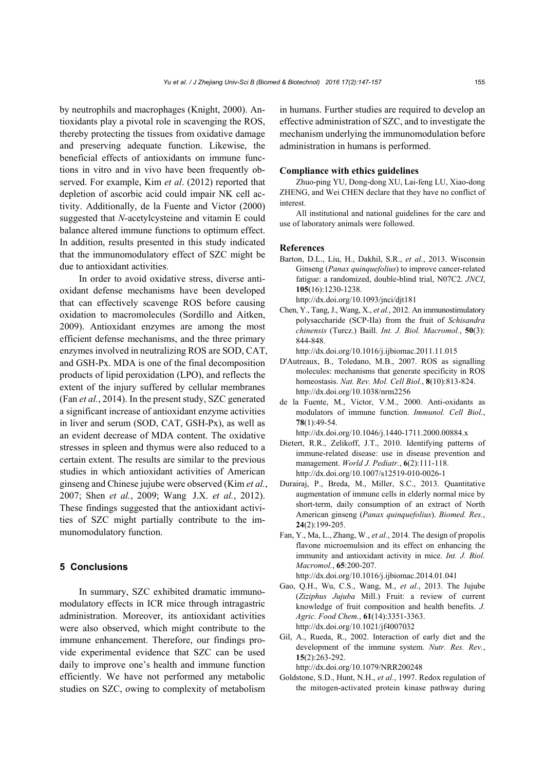by neutrophils and macrophages (Knight, 2000). Antioxidants play a pivotal role in scavenging the ROS, thereby protecting the tissues from oxidative damage and preserving adequate function. Likewise, the beneficial effects of antioxidants on immune functions in vitro and in vivo have been frequently observed. For example, Kim *et al*. (2012) reported that depletion of ascorbic acid could impair NK cell activity. Additionally, de la Fuente and Victor (2000) suggested that *N*-acetylcysteine and vitamin E could balance altered immune functions to optimum effect. In addition, results presented in this study indicated that the immunomodulatory effect of SZC might be due to antioxidant activities.

In order to avoid oxidative stress, diverse antioxidant defense mechanisms have been developed that can effectively scavenge ROS before causing oxidation to macromolecules (Sordillo and Aitken, 2009). Antioxidant enzymes are among the most efficient defense mechanisms, and the three primary enzymes involved in neutralizing ROS are SOD, CAT, and GSH-Px. MDA is one of the final decomposition products of lipid peroxidation (LPO), and reflects the extent of the injury suffered by cellular membranes (Fan *et al.*, 2014). In the present study, SZC generated a significant increase of antioxidant enzyme activities in liver and serum (SOD, CAT, GSH-Px), as well as an evident decrease of MDA content. The oxidative stresses in spleen and thymus were also reduced to a certain extent. The results are similar to the previous studies in which antioxidant activities of American ginseng and Chinese jujube were observed (Kim *et al.*, 2007; Shen *et al.*, 2009; Wang J.X. *et al.*, 2012). These findings suggested that the antioxidant activities of SZC might partially contribute to the immunomodulatory function.

## 5 Conclusions

In summary, SZC exhibited dramatic immunomodulatory effects in ICR mice through intragastric administration. Moreover, its antioxidant activities were also observed, which might contribute to the immune enhancement. Therefore, our findings provide experimental evidence that SZC can be used daily to improve one's health and immune function efficiently. We have not performed any metabolic studies on SZC, owing to complexity of metabolism in humans. Further studies are required to develop an effective administration of SZC, and to investigate the mechanism underlying the immunomodulation before administration in humans is performed.

### Compliance with ethics guidelines

Zhuo-ping YU, Dong-dong XU, Lai-feng LU, Xiao-dong ZHENG, and Wei CHEN declare that they have no conflict of interest.

All institutional and national guidelines for the care and use of laboratory animals were followed.

### References

Barton, D.L., Liu, H., Dakhil, S.R., *et al.*, 2013. Wisconsin Ginseng (*Panax quinquefolius*) to improve cancer-related fatigue: a randomized, double-blind trial, N07C2. *JNCI*, **105**(16):1230-1238. http://dx.doi.org/10.1093/jnci/djt181

Chen, Y., Tang, J., Wang, X., *et al.*, 2012. An immunostimulatory polysaccharide (SCP-IIa) from the fruit of *Schisandra chinensis* (Turcz.) Baill. *Int. J. Biol. Macromol.*, **50**(3): 844-848. http://dx.doi.org/10.1016/j.ijbiomac.2011.11.015

D'Autreaux, B., Toledano, M.B., 2007. ROS as signalling molecules: mechanisms that generate specificity in ROS homeostasis. *Nat. Rev. Mol. Cell Biol.*, **8**(10):813-824. http://dx.doi.org/10.1038/nrm2256

de la Fuente, M., Victor, V.M., 2000. Anti-oxidants as modulators of immune function. *Immunol. Cell Biol.*, **78**(1):49-54. http://dx.doi.org/10.1046/j.1440-1711.2000.00884.x

Dietert, R.R., Zelikoff, J.T., 2010. Identifying patterns of immune-related disease: use in disease prevention and management. *World J. Pediatr.*, **6**(2):111-118. http://dx.doi.org/10.1007/s12519-010-0026-1

Durairaj, P., Breda, M., Miller, S.C., 2013. Quantitative augmentation of immune cells in elderly normal mice by short-term, daily consumption of an extract of North American ginseng (*Panax quinquefolius*). *Biomed. Res.*, **24**(2):199-205.

Fan, Y., Ma, L., Zhang, W., *et al.*, 2014. The design of propolis flavone microemulsion and its effect on enhancing the immunity and antioxidant activity in mice. *Int. J. Biol. Macromol.*, **65**:200-207. http://dx.doi.org/10.1016/j.ijbiomac.2014.01.041

Gao, Q.H., Wu, C.S., Wang, M., *et al.*, 2013. The Jujube (*Ziziphus Jujuba* Mill.) Fruit: a review of current knowledge of fruit composition and health benefits. *J. Agric. Food Chem.*, **61**(14):3351-3363. http://dx.doi.org/10.1021/jf4007032

Gil, A., Rueda, R., 2002. Interaction of early diet and the development of the immune system. *Nutr. Res. Rev.*, **15**(2):263-292. http://dx.doi.org/10.1079/NRR200248

Goldstone, S.D., Hunt, N.H., *et al.*, 1997. Redox regulation of the mitogen-activated protein kinase pathway during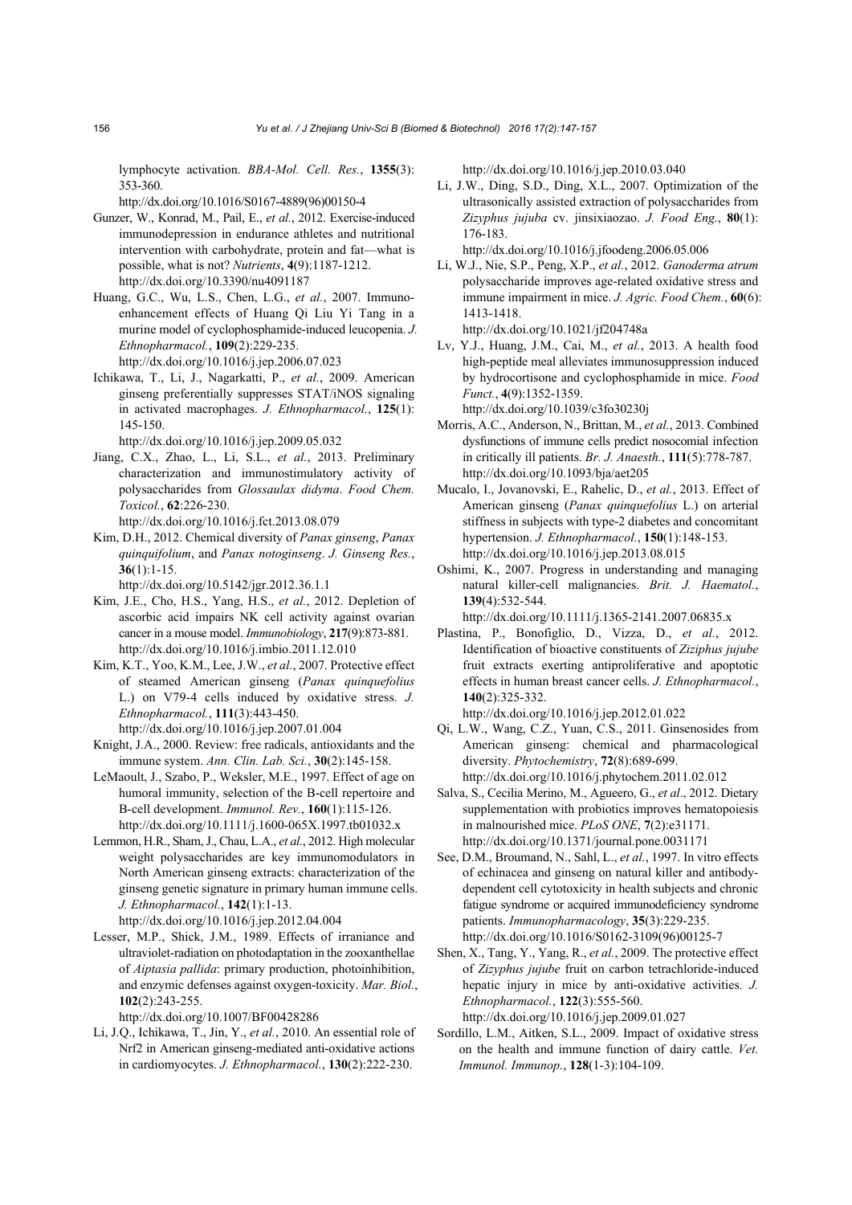lymphocyte activation. *BBA-Mol. Cell. Res.*, **1355**(3): 353-360. http://dx.doi.org/10.1016/S0167-4889(96)00150-4

Gunzer, W., Konrad, M., Pail, E., *et al.*, 2012. Exercise-induced immunodepression in endurance athletes and nutritional intervention with carbohydrate, protein and fat—what is possible, what is not? *Nutrients*, **4**(9):1187-1212. http://dx.doi.org/10.3390/nu4091187

Huang, G.C., Wu, L.S., Chen, L.G., *et al.*, 2007. Immuno-enhancement effects of Huang Qi Liu Yi Tang in a murine model of cyclophosphamide-induced leucopenia. *J. Ethnopharmacol.*, **109**(2):229-235. http://dx.doi.org/10.1016/j.jep.2006.07.023

Ichikawa, T., Li, J., Nagarkatti, P., *et al.*, 2009. American ginseng preferentially suppresses STAT/iNOS signaling in activated macrophages. *J. Ethnopharmacol.*, **125**(1): 145-150. http://dx.doi.org/10.1016/j.jep.2009.05.032

Jiang, C.X., Zhao, L., Li, S.L., *et al.*, 2013. Preliminary characterization and immunostimulatory activity of polysaccharides from *Glossaulax didyma*. *Food Chem. Toxicol.*, **62**:226-230. http://dx.doi.org/10.1016/j.fct.2013.08.079

Kim, D.H., 2012. Chemical diversity of *Panax ginseng*, *Panax quinquifolium*, and *Panax notoginseng*. *J. Ginseng Res.*, **36**(1):1-15. http://dx.doi.org/10.5142/jgr.2012.36.1.1

Kim, J.E., Cho, H.S., Yang, H.S., *et al.*, 2012. Depletion of ascorbic acid impairs NK cell activity against ovarian cancer in a mouse model. *Immunobiology*, **217**(9):873-881. http://dx.doi.org/10.1016/j.imbio.2011.12.010

Kim, K.T., Yoo, K.M., Lee, J.W., *et al.*, 2007. Protective effect of steamed American ginseng (*Panax quinquefolius* L.) on V79-4 cells induced by oxidative stress. *J. Ethnopharmacol.*, **111**(3):443-450. http://dx.doi.org/10.1016/j.jep.2007.01.004

Knight, J.A., 2000. Review: free radicals, antioxidants and the immune system. *Ann. Clin. Lab. Sci.*, **30**(2):145-158.

LeMaoult, J., Szabo, P., Weksler, M.E., 1997. Effect of age on humoral immunity, selection of the B-cell repertoire and B-cell development. *Immunol. Rev.*, **160**(1):115-126. http://dx.doi.org/10.1111/j.1600-065X.1997.tb01032.x

Lemmon, H.R., Sham, J., Chau, L.A., *et al.*, 2012. High molecular weight polysaccharides are key immunomodulators in North American ginseng extracts: characterization of the ginseng genetic signature in primary human immune cells. *J. Ethnopharmacol.*, **142**(1):1-13. http://dx.doi.org/10.1016/j.jep.2012.04.004

Lesser, M.P., Shick, J.M., 1989. Effects of irraniance and ultraviolet-radiation on photodaptation in the zooxanthellae of *Aiptasia pallida*: primary production, photoinhibition, and enzymic defenses against oxygen-toxicity. *Mar. Biol.*, **102**(2):243-255. http://dx.doi.org/10.1007/BF00428286

Li, J.Q., Ichikawa, T., Jin, Y., *et al.*, 2010. An essential role of Nrf2 in American ginseng-mediated anti-oxidative actions in cardiomyocytes. *J. Ethnopharmacol.*, **130**(2):222-230. http://dx.doi.org/10.1016/j.jep.2010.03.040

Li, J.W., Ding, S.D., Ding, X.L., 2007. Optimization of the ultrasonically assisted extraction of polysaccharides from *Zizyphus jujuba* cv. jinsixiaozao. *J. Food Eng.*, **80**(1): 176-183. http://dx.doi.org/10.1016/j.jfoodeng.2006.05.006

Li, W.J., Nie, S.P., Peng, X.P., *et al.*, 2012. *Ganoderma atrum* polysaccharide improves age-related oxidative stress and immune impairment in mice. *J. Agric. Food Chem.*, **60**(6): 1413-1418. http://dx.doi.org/10.1021/jf204748a

Lv, Y.J., Huang, J.M., Cai, M., *et al.*, 2013. A health food high-peptide meal alleviates immunosuppression induced by hydrocortisone and cyclophosphamide in mice. *Food Funct.*, **4**(9):1352-1359. http://dx.doi.org/10.1039/c3fo30230j

Morris, A.C., Anderson, N., Brittan, M., *et al.*, 2013. Combined dysfunctions of immune cells predict nosocomial infection in critically ill patients. *Br. J. Anaesth.*, **111**(5):778-787. http://dx.doi.org/10.1093/bja/aet205

Mucalo, I., Jovanovski, E., Rahelic, D., *et al.*, 2013. Effect of American ginseng (*Panax quinquefolius* L.) on arterial stiffness in subjects with type-2 diabetes and concomitant hypertension. *J. Ethnopharmacol.*, **150**(1):148-153. http://dx.doi.org/10.1016/j.jep.2013.08.015

Oshimi, K., 2007. Progress in understanding and managing natural killer-cell malignancies. *Brit. J. Haematol.*, **139**(4):532-544. http://dx.doi.org/10.1111/j.1365-2141.2007.06835.x

Plastina, P., Bonofiglio, D., Vizza, D., *et al.*, 2012. Identification of bioactive constituents of *Ziziphus jujube* fruit extracts exerting antiproliferative and apoptotic effects in human breast cancer cells. *J. Ethnopharmacol.*, **140**(2):325-332. http://dx.doi.org/10.1016/j.jep.2012.01.022

Qi, L.W., Wang, C.Z., Yuan, C.S., 2011. Ginsenosides from American ginseng: chemical and pharmacological diversity. *Phytochemistry*, **72**(8):689-699. http://dx.doi.org/10.1016/j.phytochem.2011.02.012

Salva, S., Cecilia Merino, M., Agueero, G., *et al*., 2012. Dietary supplementation with probiotics improves hematopoiesis in malnourished mice. *PLoS ONE*, **7**(2):e31171. http://dx.doi.org/10.1371/journal.pone.0031171

See, D.M., Broumand, N., Sahl, L., *et al.*, 1997. In vitro effects of echinacea and ginseng on natural killer and antibody-dependent cell cytotoxicity in health subjects and chronic fatigue syndrome or acquired immunodeficiency syndrome patients. *Immunopharmacology*, **35**(3):229-235. http://dx.doi.org/10.1016/S0162-3109(96)00125-7

Shen, X., Tang, Y., Yang, R., *et al.*, 2009. The protective effect of *Zizyphus jujube* fruit on carbon tetrachloride-induced hepatic injury in mice by anti-oxidative activities. *J. Ethnopharmacol.*, **122**(3):555-560. http://dx.doi.org/10.1016/j.jep.2009.01.027

Sordillo, L.M., Aitken, S.L., 2009. Impact of oxidative stress on the health and immune function of dairy cattle. *Vet. Immunol. Immunop.*, **128**(1-3):104-109.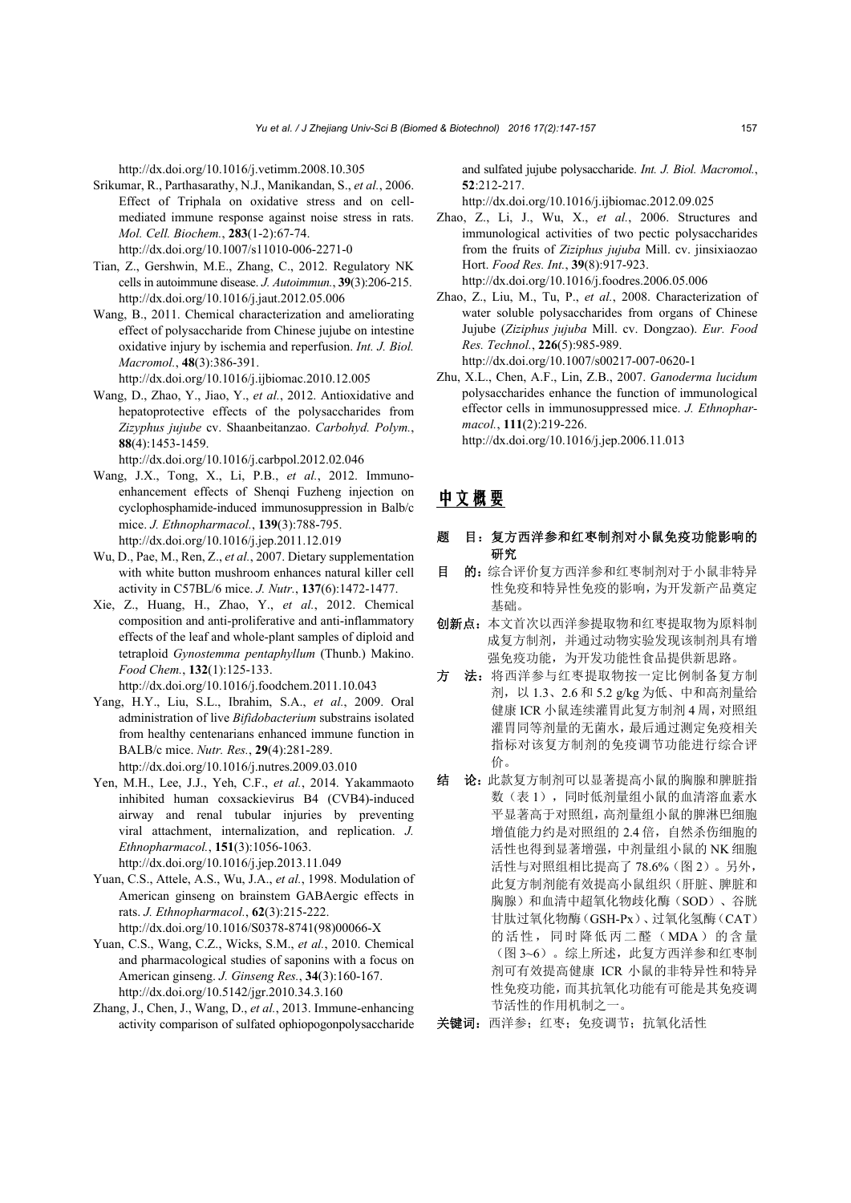http://dx.doi.org/10.1016/j.vetimm.2008.10.305

Srikumar, R., Parthasarathy, N.J., Manikandan, S., *et al.*, 2006. Effect of Triphala on oxidative stress and on cell-mediated immune response against noise stress in rats. *Mol. Cell. Biochem.*, **283**(1-2):67-74. http://dx.doi.org/10.1007/s11010-006-2271-0

Tian, Z., Gershwin, M.E., Zhang, C., 2012. Regulatory NK cells in autoimmune disease. *J. Autoimmun.*, **39**(3):206-215. http://dx.doi.org/10.1016/j.jaut.2012.05.006

Wang, B., 2011. Chemical characterization and ameliorating effect of polysaccharide from Chinese jujube on intestine oxidative injury by ischemia and reperfusion. *Int. J. Biol. Macromol.*, **48**(3):386-391. http://dx.doi.org/10.1016/j.ijbiomac.2010.12.005

Wang, D., Zhao, Y., Jiao, Y., *et al.*, 2012. Antioxidative and hepatoprotective effects of the polysaccharides from *Zizyphus jujube* cv. Shaanbeitanzao. *Carbohyd. Polym.*, **88**(4):1453-1459. http://dx.doi.org/10.1016/j.carbpol.2012.02.046

Wang, J.X., Tong, X., Li, P.B., *et al.*, 2012. Immuno-enhancement effects of Shenqi Fuzheng injection on cyclophosphamide-induced immunosuppression in Balb/c mice. *J. Ethnopharmacol.*, **139**(3):788-795. http://dx.doi.org/10.1016/j.jep.2011.12.019

Wu, D., Pae, M., Ren, Z., *et al.*, 2007. Dietary supplementation with white button mushroom enhances natural killer cell activity in C57BL/6 mice. *J. Nutr.*, **137**(6):1472-1477.

Xie, Z., Huang, H., Zhao, Y., *et al.*, 2012. Chemical composition and anti-proliferative and anti-inflammatory effects of the leaf and whole-plant samples of diploid and tetraploid *Gynostemma pentaphyllum* (Thunb.) Makino. *Food Chem.*, **132**(1):125-133. http://dx.doi.org/10.1016/j.foodchem.2011.10.043

Yang, H.Y., Liu, S.L., Ibrahim, S.A., *et al.*, 2009. Oral administration of live *Bifidobacterium* substrains isolated from healthy centenarians enhanced immune function in BALB/c mice. *Nutr. Res.*, **29**(4):281-289. http://dx.doi.org/10.1016/j.nutres.2009.03.010

Yen, M.H., Lee, J.J., Yeh, C.F., *et al.*, 2014. Yakammaoto inhibited human coxsackievirus B4 (CVB4)-induced airway and renal tubular injuries by preventing viral attachment, internalization, and replication. *J. Ethnopharmacol.*, **151**(3):1056-1063. http://dx.doi.org/10.1016/j.jep.2013.11.049

Yuan, C.S., Attele, A.S., Wu, J.A., *et al.*, 1998. Modulation of American ginseng on brainstem GABAergic effects in rats. *J. Ethnopharmacol.*, **62**(3):215-222. http://dx.doi.org/10.1016/S0378-8741(98)00066-X

Yuan, C.S., Wang, C.Z., Wicks, S.M., *et al.*, 2010. Chemical and pharmacological studies of saponins with a focus on American ginseng. *J. Ginseng Res.*, **34**(3):160-167. http://dx.doi.org/10.5142/jgr.2010.34.3.160

Zhang, J., Chen, J., Wang, D., *et al.*, 2013. Immune-enhancing activity comparison of sulfated ophiopogonpolysaccharide and sulfated jujube polysaccharide. *Int. J. Biol. Macromol.*, **52**:212-217. http://dx.doi.org/10.1016/j.ijbiomac.2012.09.025

Zhao, Z., Li, J., Wu, X., *et al.*, 2006. Structures and immunological activities of two pectic polysaccharides from the fruits of *Ziziphus jujuba* Mill. cv. jinsixiaozao Hort. *Food Res. Int.*, **39**(8):917-923. http://dx.doi.org/10.1016/j.foodres.2006.05.006

Zhao, Z., Liu, M., Tu, P., *et al.*, 2008. Characterization of water soluble polysaccharides from organs of Chinese Jujube (*Ziziphus jujuba* Mill. cv. Dongzao). *Eur. Food Res. Technol.*, **226**(5):985-989. http://dx.doi.org/10.1007/s00217-007-0620-1

Zhu, X.L., Chen, A.F., Lin, Z.B., 2007. *Ganoderma lucidum* polysaccharides enhance the function of immunological effector cells in immunosuppressed mice. *J. Ethnopharmacol.*, **111**(2):219-226. http://dx.doi.org/10.1016/j.jep.2006.11.013

## 中文概要

**题　目：复方西洋参和红枣制剂对小鼠免疫功能影响的研究**

**目　的：**综合评价复方西洋参和红枣制剂对于小鼠非特异性免疫和特异性免疫的影响，为开发新产品奠定基础。

**创新点：**本文首次以西洋参提取物和红枣提取物为原料制成复方制剂，并通过动物实验发现该制剂具有增强免疫功能，为开发功能性食品提供新思路。

**方　法：**将西洋参与红枣提取物按一定比例制备复方制剂，以 1.3、2.6 和 5.2 g/kg 为低、中和高剂量给健康 ICR 小鼠连续灌胃此复方制剂 4 周，对照组灌胃同等剂量的无菌水，最后通过测定免疫相关指标对该复方制剂的免疫调节功能进行综合评价。

**结　论：**此款复方制剂可以显著提高小鼠的胸腺和脾脏指数（表 1），同时低剂量组小鼠的血清溶血素水平显著高于对照组，高剂量组小鼠的脾淋巴细胞增值能力约是对照组的 2.4 倍，自然杀伤细胞的活性也得到显著增强，中剂量组小鼠的 NK 细胞活性与对照组相比提高了 78.6%（图 2）。另外，此复方制剂能有效提高小鼠组织（肝脏、脾脏和胸腺）和血清中超氧化物歧化酶（SOD）、谷胱甘肽过氧化物酶（GSH-Px）、过氧化氢酶（CAT）的活性，同时降低丙二醛（MDA）的含量（图 3~6）。综上所述，此复方西洋参和红枣制剂可有效提高健康 ICR 小鼠的非特异性和特异性免疫功能，而其抗氧化功能有可能是其免疫调节活性的作用机制之一。

**关键词：**西洋参；红枣；免疫调节；抗氧化活性